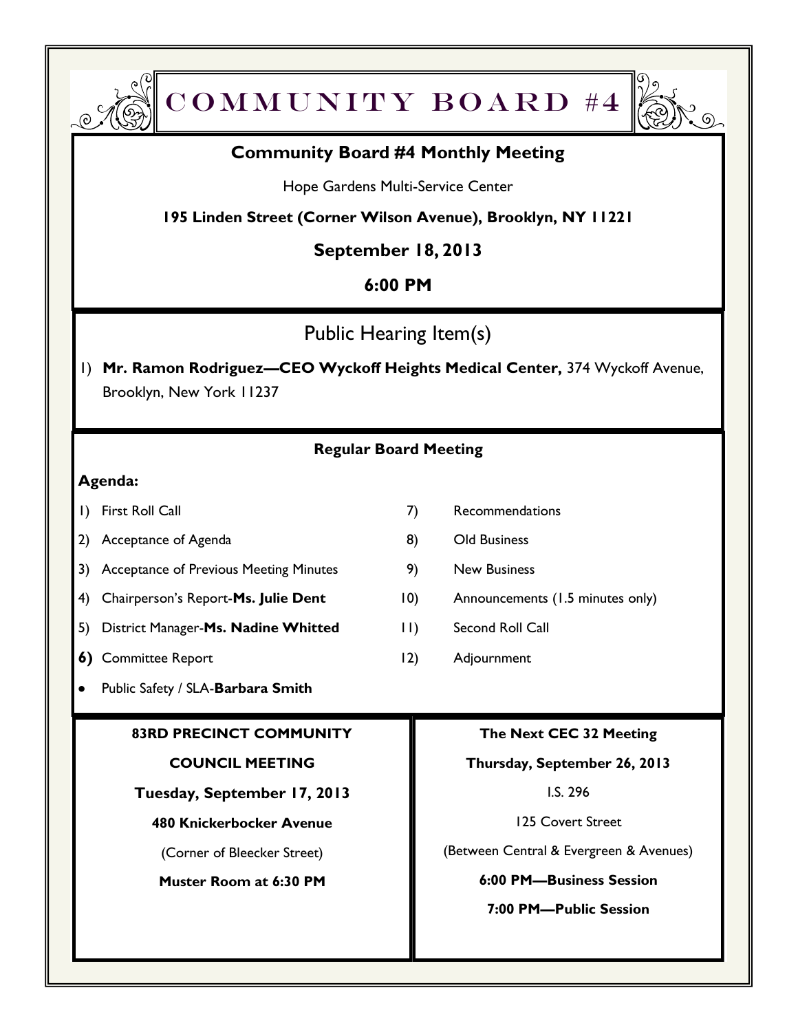# COMMUNITY BOARD #4

## Community Board #4 Monthly Meeting

Hope Gardens Multi-Service Center

**195 Linden Street (Corner Wilson Avenue), Brooklyn, NY 11221**

**September 18, 2013**

**6:00 PM**

## Public Hearing Item(s)

1) **Mr. Ramon Rodriguez—CEO Wyckoff Heights Medical Center,** 374 Wyckoff Avenue, Brooklyn, New York 11237

## Regular Board Meeting

**Agenda:**

1) First Roll Call
2) Acceptance of Agenda
3) Acceptance of Previous Meeting Minutes
4) Chairperson's Report-**Ms. Julie Dent**
5) District Manager-**Ms. Nadine Whitted**
6) Committee Report
   - Public Safety / SLA-**Barbara Smith**
7) Recommendations
8) Old Business
9) New Business
10) Announcements (1.5 minutes only)
11) Second Roll Call
12) Adjournment

**83RD PRECINCT COMMUNITY COUNCIL MEETING**

**Tuesday, September 17, 2013**

**480 Knickerbocker Avenue**

(Corner of Bleecker Street)

**Muster Room at 6:30 PM**

**The Next CEC 32 Meeting**

**Thursday, September 26, 2013**

I.S. 296

125 Covert Street

(Between Central & Evergreen & Avenues)

**6:00 PM—Business Session**

**7:00 PM—Public Session**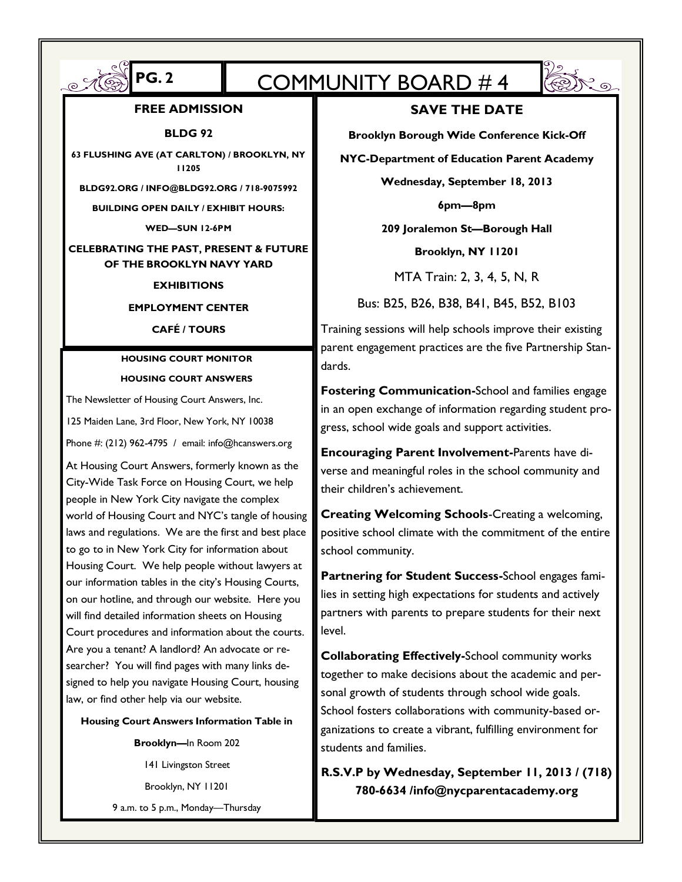# COMMUNITY BOARD # 4

## FREE ADMISSION

**BLDG 92**

**63 FLUSHING AVE (AT CARLTON) / BROOKLYN, NY 11205**

**BLDG92.ORG / INFO@BLDG92.ORG / 718-9075992**

**BUILDING OPEN DAILY / EXHIBIT HOURS:**

**WED—SUN 12-6PM**

**CELEBRATING THE PAST, PRESENT & FUTURE OF THE BROOKLYN NAVY YARD**

**EXHIBITIONS**

**EMPLOYMENT CENTER**

**CAFÉ / TOURS**

### HOUSING COURT MONITOR

### HOUSING COURT ANSWERS

The Newsletter of Housing Court Answers, Inc.

125 Maiden Lane, 3rd Floor, New York, NY 10038

Phone #: (212) 962-4795 / email: info@hcanswers.org

At Housing Court Answers, formerly known as the City-Wide Task Force on Housing Court, we help people in New York City navigate the complex world of Housing Court and NYC's tangle of housing laws and regulations. We are the first and best place to go to in New York City for information about Housing Court. We help people without lawyers at our information tables in the city's Housing Courts, on our hotline, and through our website. Here you will find detailed information sheets on Housing Court procedures and information about the courts. Are you a tenant? A landlord? An advocate or researcher? You will find pages with many links designed to help you navigate Housing Court, housing law, or find other help via our website.

**Housing Court Answers Information Table in**

**Brooklyn—**In Room 202

141 Livingston Street

Brooklyn, NY 11201

9 a.m. to 5 p.m., Monday—Thursday

## SAVE THE DATE

**Brooklyn Borough Wide Conference Kick-Off**

**NYC-Department of Education Parent Academy**

**Wednesday, September 18, 2013**

**6pm—8pm**

**209 Joralemon St—Borough Hall**

**Brooklyn, NY 11201**

MTA Train: 2, 3, 4, 5, N, R

Bus: B25, B26, B38, B41, B45, B52, B103

Training sessions will help schools improve their existing parent engagement practices are the five Partnership Standards.

**Fostering Communication-**School and families engage in an open exchange of information regarding student progress, school wide goals and support activities.

**Encouraging Parent Involvement-**Parents have diverse and meaningful roles in the school community and their children's achievement.

**Creating Welcoming Schools**-Creating a welcoming, positive school climate with the commitment of the entire school community.

**Partnering for Student Success-**School engages families in setting high expectations for students and actively partners with parents to prepare students for their next level.

**Collaborating Effectively-**School community works together to make decisions about the academic and personal growth of students through school wide goals. School fosters collaborations with community-based organizations to create a vibrant, fulfilling environment for students and families.

**R.S.V.P by Wednesday, September 11, 2013 / (718) 780-6634 /info@nycparentacademy.org**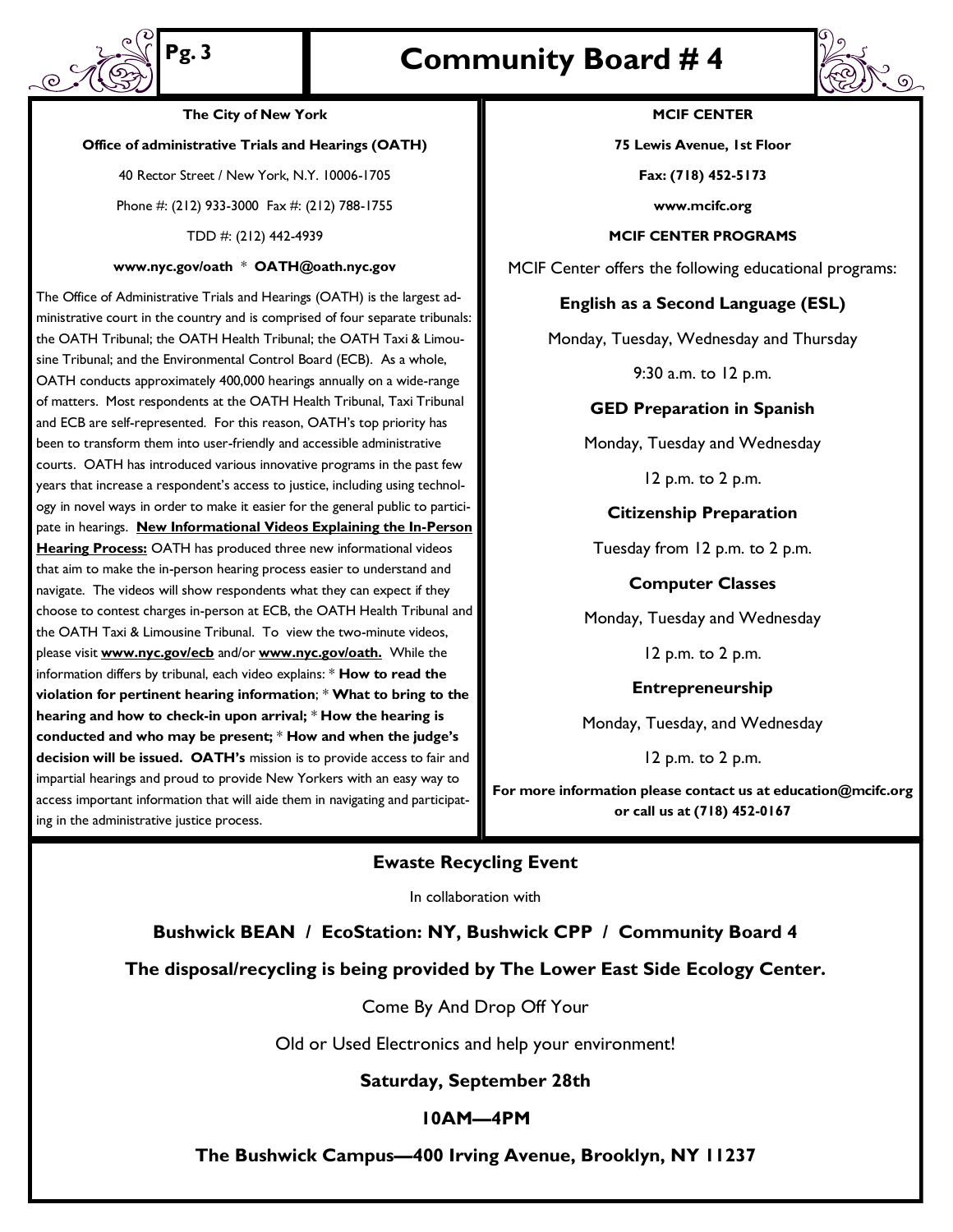# Community Board # 4

**The City of New York**

**Office of administrative Trials and Hearings (OATH)**

40 Rector Street / New York, N.Y. 10006-1705

Phone #: (212) 933-3000 Fax #: (212) 788-1755

TDD #: (212) 442-4939

**www.nyc.gov/oath * OATH@oath.nyc.gov**

The Office of Administrative Trials and Hearings (OATH) is the largest administrative court in the country and is comprised of four separate tribunals: the OATH Tribunal; the OATH Health Tribunal; the OATH Taxi & Limousine Tribunal; and the Environmental Control Board (ECB). As a whole, OATH conducts approximately 400,000 hearings annually on a wide-range of matters. Most respondents at the OATH Health Tribunal, Taxi Tribunal and ECB are self-represented. For this reason, OATH's top priority has been to transform them into user-friendly and accessible administrative courts. OATH has introduced various innovative programs in the past few years that increase a respondent's access to justice, including using technology in novel ways in order to make it easier for the general public to participate in hearings. **New Informational Videos Explaining the In-Person Hearing Process:** OATH has produced three new informational videos that aim to make the in-person hearing process easier to understand and navigate. The videos will show respondents what they can expect if they choose to contest charges in-person at ECB, the OATH Health Tribunal and the OATH Taxi & Limousine Tribunal. To view the two-minute videos, please visit **www.nyc.gov/ecb** and/or **www.nyc.gov/oath.** While the information differs by tribunal, each video explains: * **How to read the violation for pertinent hearing information**; * **What to bring to the hearing and how to check-in upon arrival;** * **How the hearing is conducted and who may be present;** * **How and when the judge's decision will be issued. OATH's** mission is to provide access to fair and impartial hearings and proud to provide New Yorkers with an easy way to access important information that will aide them in navigating and participating in the administrative justice process.

**MCIF CENTER**

**75 Lewis Avenue, 1st Floor**

**Fax: (718) 452-5173**

**www.mcifc.org**

**MCIF CENTER PROGRAMS**

MCIF Center offers the following educational programs:

**English as a Second Language (ESL)**

Monday, Tuesday, Wednesday and Thursday

9:30 a.m. to 12 p.m.

**GED Preparation in Spanish**

Monday, Tuesday and Wednesday

12 p.m. to 2 p.m.

**Citizenship Preparation**

Tuesday from 12 p.m. to 2 p.m.

**Computer Classes**

Monday, Tuesday and Wednesday

12 p.m. to 2 p.m.

**Entrepreneurship**

Monday, Tuesday, and Wednesday

12 p.m. to 2 p.m.

**For more information please contact us at education@mcifc.org or call us at (718) 452-0167**

## Ewaste Recycling Event

In collaboration with

**Bushwick BEAN / EcoStation: NY, Bushwick CPP / Community Board 4**

**The disposal/recycling is being provided by The Lower East Side Ecology Center.**

Come By And Drop Off Your

Old or Used Electronics and help your environment!

**Saturday, September 28th**

**10AM—4PM**

**The Bushwick Campus—400 Irving Avenue, Brooklyn, NY 11237**